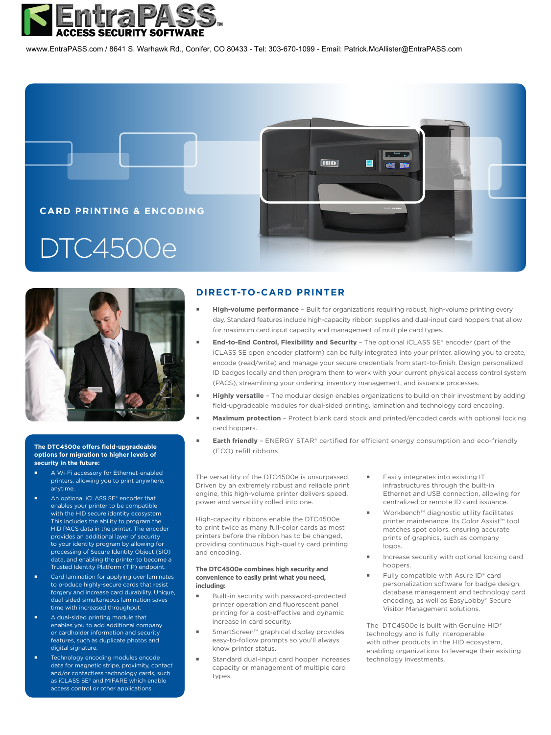# EntraPASS

**ACCESS SECURITY SOFTWARE**

wwww.EntraPASS.com / 8641 S. Warhawk Rd., Conifer, CO 80433 - Tel: 303-670-1099 - Email: Patrick.McAllister@EntraPASS.com

CARD PRINTING & ENCODING

# DTC4500e

## DIRECT-TO-CARD PRINTER

- **High-volume performance** – Built for organizations requiring robust, high-volume printing every day. Standard features include high-capacity ribbon supplies and dual-input card hoppers that allow for maximum card input capacity and management of multiple card types.
- **End-to-End Control, Flexibility and Security** – The optional iCLASS SE® encoder (part of the iCLASS SE open encoder platform) can be fully integrated into your printer, allowing you to create, encode (read/write) and manage your secure credentials from start-to-finish. Design personalized ID badges locally and then program them to work with your current physical access control system (PACS), streamlining your ordering, inventory management, and issuance processes.
- **Highly versatile** – The modular design enables organizations to build on their investment by adding field-upgradeable modules for dual-sided printing, lamination and technology card encoding.
- **Maximum protection** – Protect blank card stock and printed/encoded cards with optional locking card hoppers.
- **Earth friendly** – ENERGY STAR® certified for efficient energy consumption and eco-friendly (ECO) refill ribbons.

**The DTC4500e offers field-upgradeable options for migration to higher levels of security in the future:**

- A Wi-Fi accessory for Ethernet-enabled printers, allowing you to print anywhere, anytime.
- An optional iCLASS SE® encoder that enables your printer to be compatible with the HID secure identity ecosystem. This includes the ability to program the HID PACS data in the printer. The encoder provides an additional layer of security to your identity program by allowing for processing of Secure Identity Object (SIO) data, and enabling the printer to become a Trusted Identity Platform (TIP) endpoint.
- Card lamination for applying over laminates to produce highly-secure cards that resist forgery and increase card durability. Unique, dual-sided simultaneous lamination saves time with increased throughput.
- A dual-sided printing module that enables you to add additional company or cardholder information and security features, such as duplicate photos and digital signature.
- Technology encoding modules encode data for magnetic stripe, proximity, contact and/or contactless technology cards, such as iCLASS SE® and MIFARE which enable access control or other applications.

The versatility of the DTC4500e is unsurpassed. Driven by an extremely robust and reliable print engine, this high-volume printer delivers speed, power and versatility rolled into one.

High-capacity ribbons enable the DTC4500e to print twice as many full-color cards as most printers before the ribbon has to be changed, providing continuous high-quality card printing and encoding.

**The DTC4500e combines high security and convenience to easily print what you need, including:**

- Built-in security with password-protected printer operation and fluorescent panel printing for a cost-effective and dynamic increase in card security.
- SmartScreen™ graphical display provides easy-to-follow prompts so you'll always know printer status.
- Standard dual-input card hopper increases capacity or management of multiple card types.
- Easily integrates into existing IT infrastructures through the built-in Ethernet and USB connection, allowing for centralized or remote ID card issuance.
- Workbench™ diagnostic utility facilitates printer maintenance. Its Color Assist™ tool matches spot colors. ensuring accurate prints of graphics, such as company logos.
- Increase security with optional locking card hoppers.
- Fully compatible with Asure ID® card personalization software for badge design, database management and technology card encoding, as well as EasyLobby® Secure Visitor Management solutions.

The DTC4500e is built with Genuine HID® technology and is fully interoperable with other products in the HID ecosystem, enabling organizations to leverage their existing technology investments.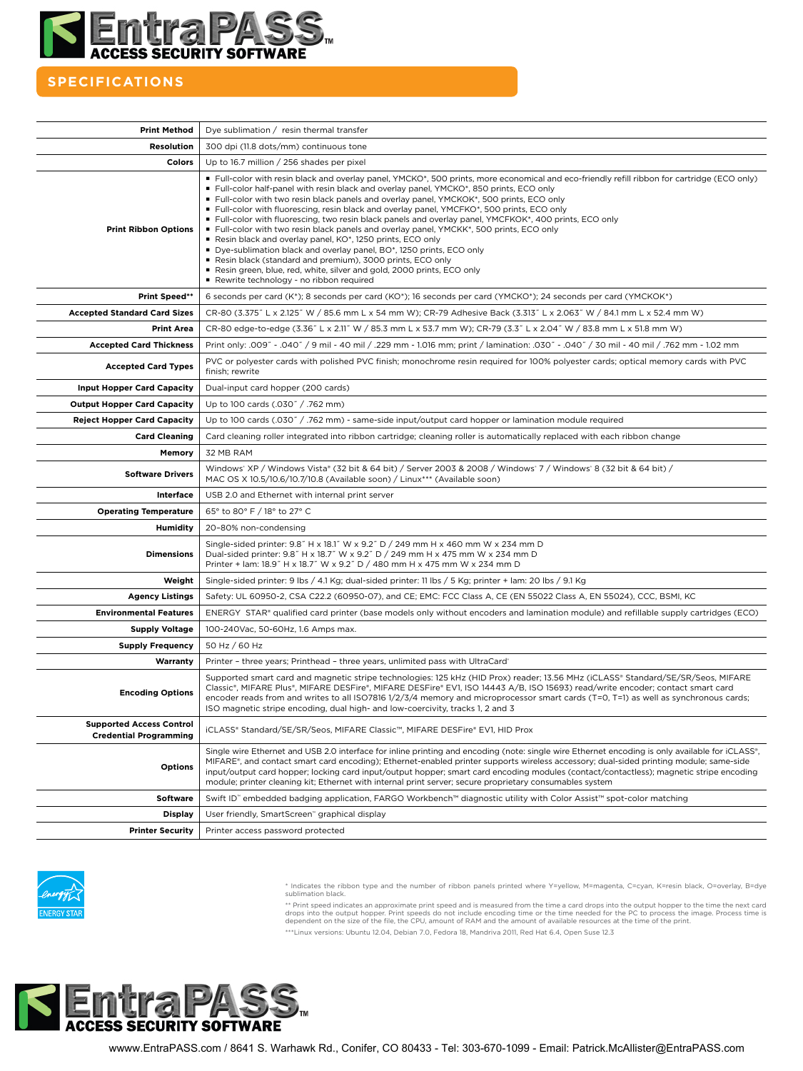# EntraPASS ACCESS SECURITY SOFTWARE

## SPECIFICATIONS

| | |
|---|---|
| **Print Method** | Dye sublimation / resin thermal transfer |
| **Resolution** | 300 dpi (11.8 dots/mm) continuous tone |
| **Colors** | Up to 16.7 million / 256 shades per pixel |
| **Print Ribbon Options** | ▪ Full-color with resin black and overlay panel, YMCKO*, 500 prints, more economical and eco-friendly refill ribbon for cartridge (ECO only)<br>▪ Full-color half-panel with resin black and overlay panel, YMCKO*, 850 prints, ECO only<br>▪ Full-color with two resin black panels and overlay panel, YMCKOK*, 500 prints, ECO only<br>▪ Full-color with fluorescing, resin black and overlay panel, YMCFKO*, 500 prints, ECO only<br>▪ Full-color with fluorescing, two resin black panels and overlay panel, YMCFKOK*, 400 prints, ECO only<br>▪ Full-color with two resin black panels and overlay panel, YMCKK*, 500 prints, ECO only<br>▪ Resin black and overlay panel, KO*, 1250 prints, ECO only<br>▪ Dye-sublimation black and overlay panel, BO*, 1250 prints, ECO only<br>▪ Resin black (standard and premium), 3000 prints, ECO only<br>▪ Resin green, blue, red, white, silver and gold, 2000 prints, ECO only<br>▪ Rewrite technology - no ribbon required |
| **Print Speed**** | 6 seconds per card (K*); 8 seconds per card (KO*); 16 seconds per card (YMCKO*); 24 seconds per card (YMCKOK*) |
| **Accepted Standard Card Sizes** | CR-80 (3.375˝ L x 2.125˝ W / 85.6 mm L x 54 mm W); CR-79 Adhesive Back (3.313˝ L x 2.063˝ W / 84.1 mm L x 52.4 mm W) |
| **Print Area** | CR-80 edge-to-edge (3.36˝ L x 2.11˝ W / 85.3 mm L x 53.7 mm W); CR-79 (3.3˝ L x 2.04˝ W / 83.8 mm L x 51.8 mm W) |
| **Accepted Card Thickness** | Print only: .009˝ - .040˝ / 9 mil - 40 mil / .229 mm - 1.016 mm; print / lamination: .030˝ - .040˝ / 30 mil - 40 mil / .762 mm - 1.02 mm |
| **Accepted Card Types** | PVC or polyester cards with polished PVC finish; monochrome resin required for 100% polyester cards; optical memory cards with PVC finish; rewrite |
| **Input Hopper Card Capacity** | Dual-input card hopper (200 cards) |
| **Output Hopper Card Capacity** | Up to 100 cards (.030˝ / .762 mm) |
| **Reject Hopper Card Capacity** | Up to 100 cards (.030˝ / .762 mm) - same-side input/output card hopper or lamination module required |
| **Card Cleaning** | Card cleaning roller integrated into ribbon cartridge; cleaning roller is automatically replaced with each ribbon change |
| **Memory** | 32 MB RAM |
| **Software Drivers** | Windows® XP / Windows Vista® (32 bit & 64 bit) / Server 2003 & 2008 / Windows® 7 / Windows® 8 (32 bit & 64 bit) / MAC OS X 10.5/10.6/10.7/10.8 (Available soon) / Linux*** (Available soon) |
| **Interface** | USB 2.0 and Ethernet with internal print server |
| **Operating Temperature** | 65° to 80° F / 18° to 27° C |
| **Humidity** | 20-80% non-condensing |
| **Dimensions** | Single-sided printer: 9.8˝ H x 18.1˝ W x 9.2˝ D / 249 mm H x 460 mm W x 234 mm D<br>Dual-sided printer: 9.8˝ H x 18.7˝ W x 9.2˝ D / 249 mm H x 475 mm W x 234 mm D<br>Printer + lam: 18.9˝ H x 18.7˝ W x 9.2˝ D / 480 mm H x 475 mm W x 234 mm D |
| **Weight** | Single-sided printer: 9 lbs / 4.1 Kg; dual-sided printer: 11 lbs / 5 Kg; printer + lam: 20 lbs / 9.1 Kg |
| **Agency Listings** | Safety: UL 60950-2, CSA C22.2 (60950-07), and CE; EMC: FCC Class A, CE (EN 55022 Class A, EN 55024), CCC, BSMI, KC |
| **Environmental Features** | ENERGY STAR® qualified card printer (base models only without encoders and lamination module) and refillable supply cartridges (ECO) |
| **Supply Voltage** | 100-240Vac, 50-60Hz, 1.6 Amps max. |
| **Supply Frequency** | 50 Hz / 60 Hz |
| **Warranty** | Printer – three years; Printhead – three years, unlimited pass with UltraCard® |
| **Encoding Options** | Supported smart card and magnetic stripe technologies: 125 kHz (HID Prox) reader; 13.56 MHz (iCLASS® Standard/SE/SR/Seos, MIFARE Classic®, MIFARE Plus®, MIFARE DESFire®, MIFARE DESFire® EV1, ISO 14443 A/B, ISO 15693) read/write encoder; contact smart card encoder reads from and writes to all ISO7816 1/2/3/4 memory and microprocessor smart cards (T=0, T=1) as well as synchronous cards; ISO magnetic stripe encoding, dual high- and low-coercivity, tracks 1, 2 and 3 |
| **Supported Access Control Credential Programming** | iCLASS® Standard/SE/SR/Seos, MIFARE Classic™, MIFARE DESFire® EV1, HID Prox |
| **Options** | Single wire Ethernet and USB 2.0 interface for inline printing and encoding (note: single wire Ethernet encoding is only available for iCLASS®, MIFARE®, and contact smart card encoding); Ethernet-enabled printer supports wireless accessory; dual-sided printing module; same-side input/output card hopper; locking card input/output hopper; smart card encoding modules (contact/contactless); magnetic stripe encoding module; printer cleaning kit; Ethernet with internal print server; secure proprietary consumables system |
| **Software** | Swift ID™ embedded badging application, FARGO Workbench™ diagnostic utility with Color Assist™ spot-color matching |
| **Display** | User friendly, SmartScreen™ graphical display |
| **Printer Security** | Printer access password protected |

ENERGY STAR

* Indicates the ribbon type and the number of ribbon panels printed where Y=yellow, M=magenta, C=cyan, K=resin black, O=overlay, B=dye sublimation black.

** Print speed indicates an approximate print speed and is measured from the time a card drops into the output hopper to the time the next card drops into the output hopper. Print speeds do not include encoding time or the time needed for the PC to process the image. Process time is dependent on the size of the file, the CPU, amount of RAM and the amount of available resources at the time of the print.

***Linux versions: Ubuntu 12.04, Debian 7.0, Fedora 18, Mandriva 2011, Red Hat 6.4, Open Suse 12.3

EntraPASS ACCESS SECURITY SOFTWARE

wwww.EntraPASS.com / 8641 S. Warhawk Rd., Conifer, CO 80433 - Tel: 303-670-1099 - Email: Patrick.McAllister@EntraPASS.com